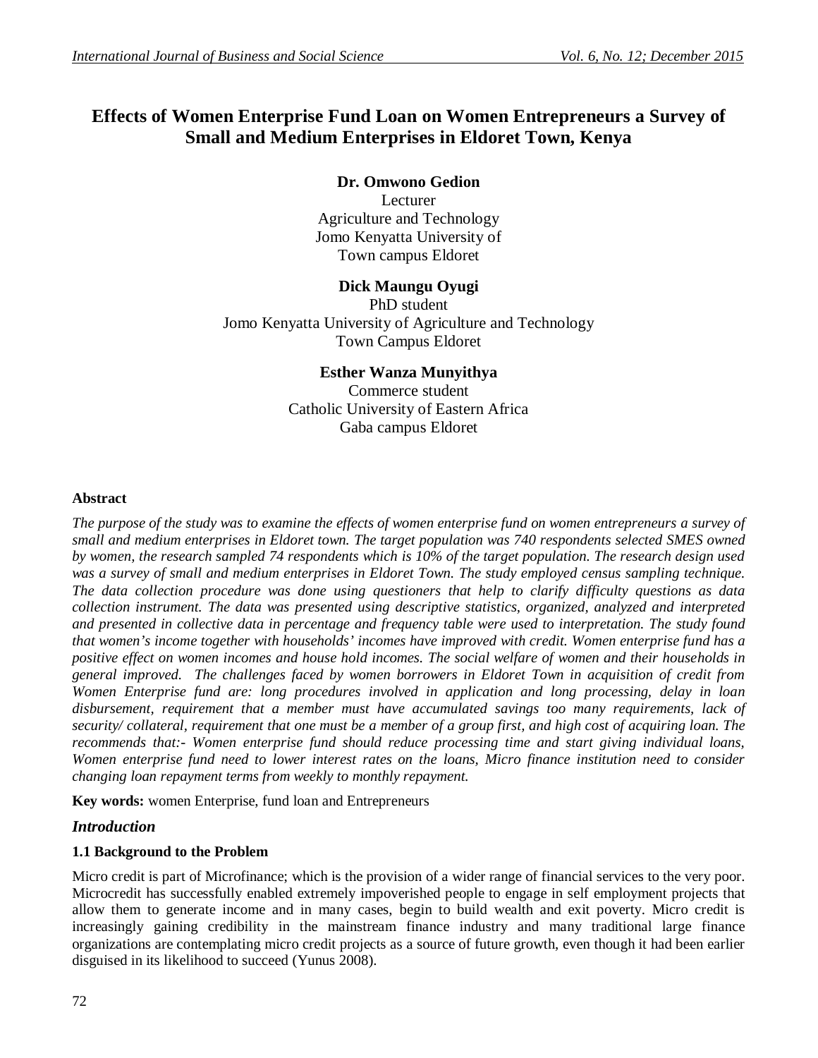# Effects of Women Enterprise Fund Loan on Women Entrepreneurs a Survey of Small and Medium Enterprises in Eldoret Town, Kenya

**Dr. Omwono Gedion**
Lecturer
Agriculture and Technology
Jomo Kenyatta University of
Town campus Eldoret

**Dick Maungu Oyugi**
PhD student
Jomo Kenyatta University of Agriculture and Technology
Town Campus Eldoret

**Esther Wanza Munyithya**
Commerce student
Catholic University of Eastern Africa
Gaba campus Eldoret

### Abstract

*The purpose of the study was to examine the effects of women enterprise fund on women entrepreneurs a survey of small and medium enterprises in Eldoret town. The target population was 740 respondents selected SMES owned by women, the research sampled 74 respondents which is 10% of the target population. The research design used was a survey of small and medium enterprises in Eldoret Town. The study employed census sampling technique. The data collection procedure was done using questioners that help to clarify difficulty questions as data collection instrument. The data was presented using descriptive statistics, organized, analyzed and interpreted and presented in collective data in percentage and frequency table were used to interpretation. The study found that women's income together with households' incomes have improved with credit. Women enterprise fund has a positive effect on women incomes and house hold incomes. The social welfare of women and their households in general improved. The challenges faced by women borrowers in Eldoret Town in acquisition of credit from Women Enterprise fund are: long procedures involved in application and long processing, delay in loan disbursement, requirement that a member must have accumulated savings too many requirements, lack of security/ collateral, requirement that one must be a member of a group first, and high cost of acquiring loan. The recommends that:- Women enterprise fund should reduce processing time and start giving individual loans, Women enterprise fund need to lower interest rates on the loans, Micro finance institution need to consider changing loan repayment terms from weekly to monthly repayment.*

**Key words:** women Enterprise, fund loan and Entrepreneurs

## *Introduction*

### 1.1 Background to the Problem

Micro credit is part of Microfinance; which is the provision of a wider range of financial services to the very poor. Microcredit has successfully enabled extremely impoverished people to engage in self employment projects that allow them to generate income and in many cases, begin to build wealth and exit poverty. Micro credit is increasingly gaining credibility in the mainstream finance industry and many traditional large finance organizations are contemplating micro credit projects as a source of future growth, even though it had been earlier disguised in its likelihood to succeed (Yunus 2008).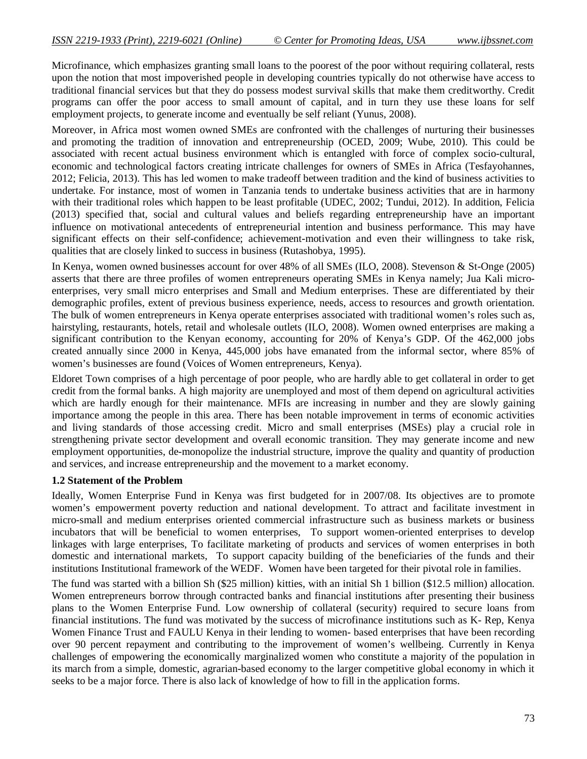Microfinance, which emphasizes granting small loans to the poorest of the poor without requiring collateral, rests upon the notion that most impoverished people in developing countries typically do not otherwise have access to traditional financial services but that they do possess modest survival skills that make them creditworthy. Credit programs can offer the poor access to small amount of capital, and in turn they use these loans for self employment projects, to generate income and eventually be self reliant (Yunus, 2008).

Moreover, in Africa most women owned SMEs are confronted with the challenges of nurturing their businesses and promoting the tradition of innovation and entrepreneurship (OCED, 2009; Wube, 2010). This could be associated with recent actual business environment which is entangled with force of complex socio-cultural, economic and technological factors creating intricate challenges for owners of SMEs in Africa (Tesfayohannes, 2012; Felicia, 2013). This has led women to make tradeoff between tradition and the kind of business activities to undertake. For instance, most of women in Tanzania tends to undertake business activities that are in harmony with their traditional roles which happen to be least profitable (UDEC, 2002; Tundui, 2012). In addition, Felicia (2013) specified that, social and cultural values and beliefs regarding entrepreneurship have an important influence on motivational antecedents of entrepreneurial intention and business performance. This may have significant effects on their self-confidence; achievement-motivation and even their willingness to take risk, qualities that are closely linked to success in business (Rutashobya, 1995).

In Kenya, women owned businesses account for over 48% of all SMEs (ILO, 2008). Stevenson & St-Onge (2005) asserts that there are three profiles of women entrepreneurs operating SMEs in Kenya namely; Jua Kali micro-enterprises, very small micro enterprises and Small and Medium enterprises. These are differentiated by their demographic profiles, extent of previous business experience, needs, access to resources and growth orientation. The bulk of women entrepreneurs in Kenya operate enterprises associated with traditional women's roles such as, hairstyling, restaurants, hotels, retail and wholesale outlets (ILO, 2008). Women owned enterprises are making a significant contribution to the Kenyan economy, accounting for 20% of Kenya's GDP. Of the 462,000 jobs created annually since 2000 in Kenya, 445,000 jobs have emanated from the informal sector, where 85% of women's businesses are found (Voices of Women entrepreneurs, Kenya).

Eldoret Town comprises of a high percentage of poor people, who are hardly able to get collateral in order to get credit from the formal banks. A high majority are unemployed and most of them depend on agricultural activities which are hardly enough for their maintenance. MFIs are increasing in number and they are slowly gaining importance among the people in this area. There has been notable improvement in terms of economic activities and living standards of those accessing credit. Micro and small enterprises (MSEs) play a crucial role in strengthening private sector development and overall economic transition. They may generate income and new employment opportunities, de-monopolize the industrial structure, improve the quality and quantity of production and services, and increase entrepreneurship and the movement to a market economy.

### 1.2 Statement of the Problem

Ideally, Women Enterprise Fund in Kenya was first budgeted for in 2007/08. Its objectives are to promote women's empowerment poverty reduction and national development. To attract and facilitate investment in micro-small and medium enterprises oriented commercial infrastructure such as business markets or business incubators that will be beneficial to women enterprises, To support women-oriented enterprises to develop linkages with large enterprises, To facilitate marketing of products and services of women enterprises in both domestic and international markets, To support capacity building of the beneficiaries of the funds and their institutions Institutional framework of the WEDF. Women have been targeted for their pivotal role in families.

The fund was started with a billion Sh ($25 million) kitties, with an initial Sh 1 billion ($12.5 million) allocation. Women entrepreneurs borrow through contracted banks and financial institutions after presenting their business plans to the Women Enterprise Fund. Low ownership of collateral (security) required to secure loans from financial institutions. The fund was motivated by the success of microfinance institutions such as K- Rep, Kenya Women Finance Trust and FAULU Kenya in their lending to women- based enterprises that have been recording over 90 percent repayment and contributing to the improvement of women's wellbeing. Currently in Kenya challenges of empowering the economically marginalized women who constitute a majority of the population in its march from a simple, domestic, agrarian-based economy to the larger competitive global economy in which it seeks to be a major force. There is also lack of knowledge of how to fill in the application forms.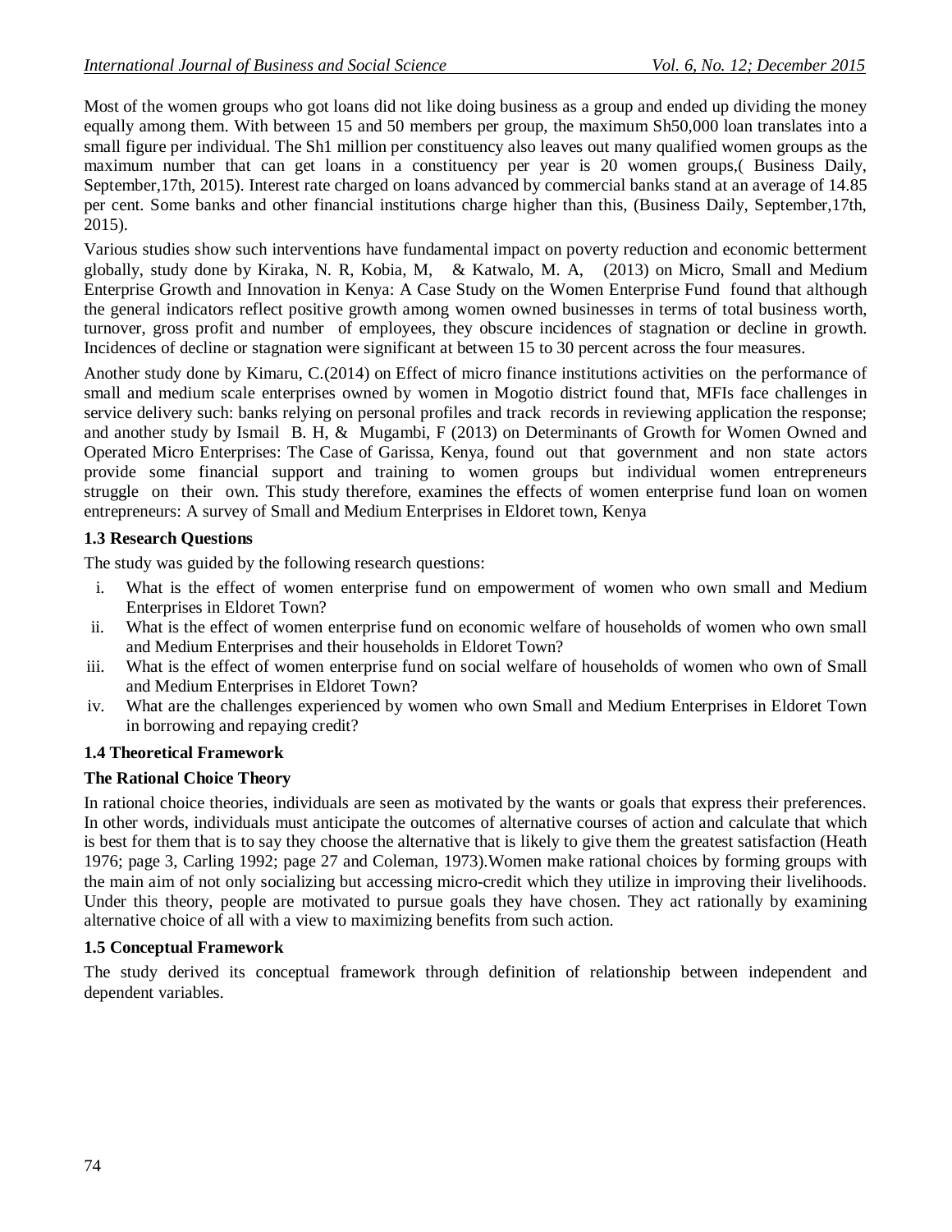Most of the women groups who got loans did not like doing business as a group and ended up dividing the money equally among them. With between 15 and 50 members per group, the maximum Sh50,000 loan translates into a small figure per individual. The Sh1 million per constituency also leaves out many qualified women groups as the maximum number that can get loans in a constituency per year is 20 women groups,( Business Daily, September,17th, 2015). Interest rate charged on loans advanced by commercial banks stand at an average of 14.85 per cent. Some banks and other financial institutions charge higher than this, (Business Daily, September,17th, 2015).

Various studies show such interventions have fundamental impact on poverty reduction and economic betterment globally, study done by Kiraka, N. R, Kobia, M, & Katwalo, M. A, (2013) on Micro, Small and Medium Enterprise Growth and Innovation in Kenya: A Case Study on the Women Enterprise Fund found that although the general indicators reflect positive growth among women owned businesses in terms of total business worth, turnover, gross profit and number of employees, they obscure incidences of stagnation or decline in growth. Incidences of decline or stagnation were significant at between 15 to 30 percent across the four measures.

Another study done by Kimaru, C.(2014) on Effect of micro finance institutions activities on the performance of small and medium scale enterprises owned by women in Mogotio district found that, MFIs face challenges in service delivery such: banks relying on personal profiles and track records in reviewing application the response; and another study by Ismail B. H, & Mugambi, F (2013) on Determinants of Growth for Women Owned and Operated Micro Enterprises: The Case of Garissa, Kenya, found out that government and non state actors provide some financial support and training to women groups but individual women entrepreneurs struggle on their own. This study therefore, examines the effects of women enterprise fund loan on women entrepreneurs: A survey of Small and Medium Enterprises in Eldoret town, Kenya

### 1.3 Research Questions

The study was guided by the following research questions:

i. What is the effect of women enterprise fund on empowerment of women who own small and Medium Enterprises in Eldoret Town?
ii. What is the effect of women enterprise fund on economic welfare of households of women who own small and Medium Enterprises and their households in Eldoret Town?
iii. What is the effect of women enterprise fund on social welfare of households of women who own of Small and Medium Enterprises in Eldoret Town?
iv. What are the challenges experienced by women who own Small and Medium Enterprises in Eldoret Town in borrowing and repaying credit?

### 1.4 Theoretical Framework

**The Rational Choice Theory**

In rational choice theories, individuals are seen as motivated by the wants or goals that express their preferences. In other words, individuals must anticipate the outcomes of alternative courses of action and calculate that which is best for them that is to say they choose the alternative that is likely to give them the greatest satisfaction (Heath 1976; page 3, Carling 1992; page 27 and Coleman, 1973).Women make rational choices by forming groups with the main aim of not only socializing but accessing micro-credit which they utilize in improving their livelihoods. Under this theory, people are motivated to pursue goals they have chosen. They act rationally by examining alternative choice of all with a view to maximizing benefits from such action.

### 1.5 Conceptual Framework

The study derived its conceptual framework through definition of relationship between independent and dependent variables.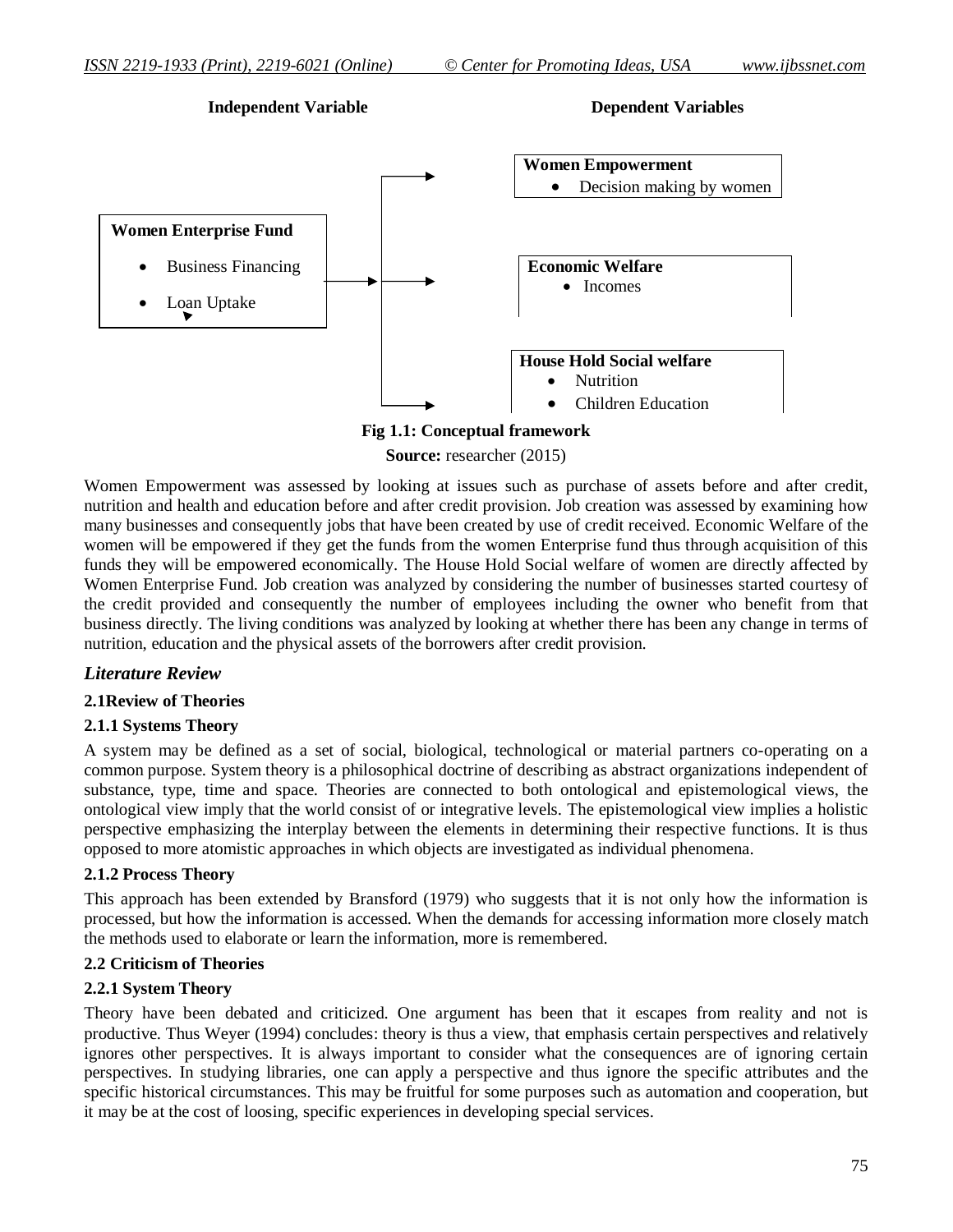**Independent Variable** **Dependent Variables**

**Women Enterprise Fund**

- Business Financing
- Loan Uptake

**Women Empowerment**

- Decision making by women

**Economic Welfare**

- Incomes

**House Hold Social welfare**

- Nutrition
- Children Education

**Fig 1.1: Conceptual framework**

**Source:** researcher (2015)

Women Empowerment was assessed by looking at issues such as purchase of assets before and after credit, nutrition and health and education before and after credit provision. Job creation was assessed by examining how many businesses and consequently jobs that have been created by use of credit received. Economic Welfare of the women will be empowered if they get the funds from the women Enterprise fund thus through acquisition of this funds they will be empowered economically. The House Hold Social welfare of women are directly affected by Women Enterprise Fund. Job creation was analyzed by considering the number of businesses started courtesy of the credit provided and consequently the number of employees including the owner who benefit from that business directly. The living conditions was analyzed by looking at whether there has been any change in terms of nutrition, education and the physical assets of the borrowers after credit provision.

## *Literature Review*

### 2.1Review of Theories

### 2.1.1 Systems Theory

A system may be defined as a set of social, biological, technological or material partners co-operating on a common purpose. System theory is a philosophical doctrine of describing as abstract organizations independent of substance, type, time and space. Theories are connected to both ontological and epistemological views, the ontological view imply that the world consist of or integrative levels. The epistemological view implies a holistic perspective emphasizing the interplay between the elements in determining their respective functions. It is thus opposed to more atomistic approaches in which objects are investigated as individual phenomena.

### 2.1.2 Process Theory

This approach has been extended by Bransford (1979) who suggests that it is not only how the information is processed, but how the information is accessed. When the demands for accessing information more closely match the methods used to elaborate or learn the information, more is remembered.

### 2.2 Criticism of Theories

### 2.2.1 System Theory

Theory have been debated and criticized. One argument has been that it escapes from reality and not is productive. Thus Weyer (1994) concludes: theory is thus a view, that emphasis certain perspectives and relatively ignores other perspectives. It is always important to consider what the consequences are of ignoring certain perspectives. In studying libraries, one can apply a perspective and thus ignore the specific attributes and the specific historical circumstances. This may be fruitful for some purposes such as automation and cooperation, but it may be at the cost of loosing, specific experiences in developing special services.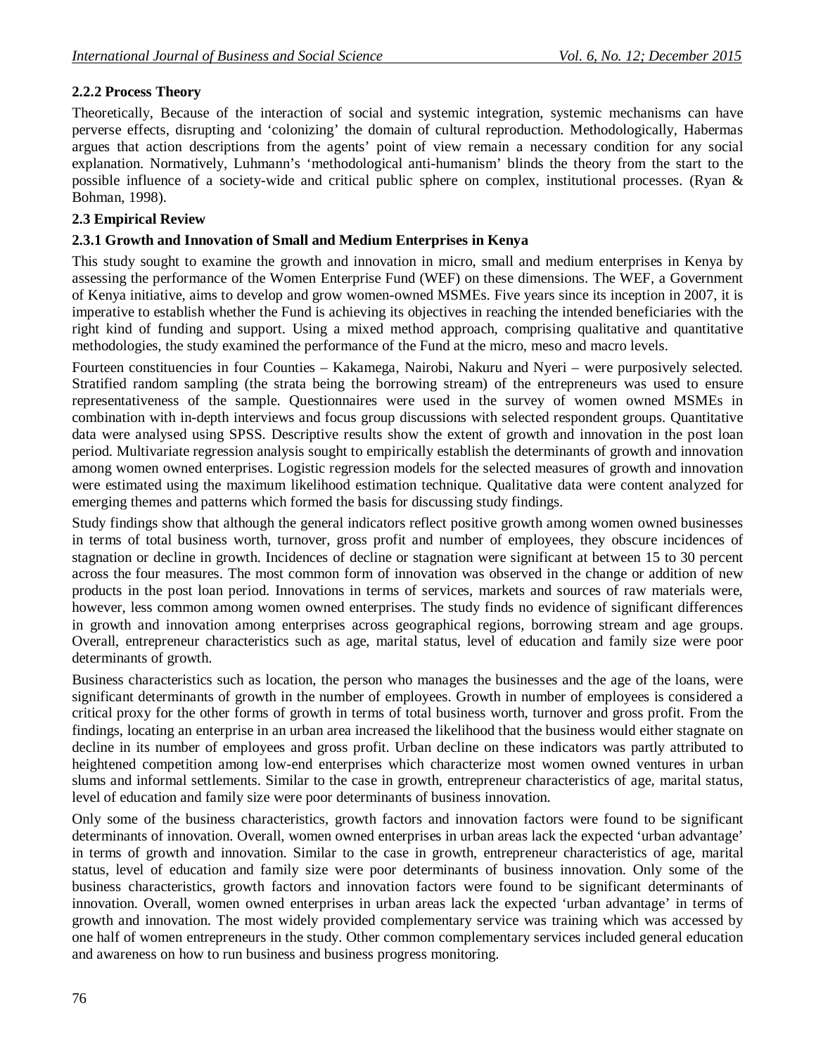### 2.2.2 Process Theory

Theoretically, Because of the interaction of social and systemic integration, systemic mechanisms can have perverse effects, disrupting and 'colonizing' the domain of cultural reproduction. Methodologically, Habermas argues that action descriptions from the agents' point of view remain a necessary condition for any social explanation. Normatively, Luhmann's 'methodological anti-humanism' blinds the theory from the start to the possible influence of a society-wide and critical public sphere on complex, institutional processes. (Ryan & Bohman, 1998).

## 2.3 Empirical Review

### 2.3.1 Growth and Innovation of Small and Medium Enterprises in Kenya

This study sought to examine the growth and innovation in micro, small and medium enterprises in Kenya by assessing the performance of the Women Enterprise Fund (WEF) on these dimensions. The WEF, a Government of Kenya initiative, aims to develop and grow women-owned MSMEs. Five years since its inception in 2007, it is imperative to establish whether the Fund is achieving its objectives in reaching the intended beneficiaries with the right kind of funding and support. Using a mixed method approach, comprising qualitative and quantitative methodologies, the study examined the performance of the Fund at the micro, meso and macro levels.

Fourteen constituencies in four Counties – Kakamega, Nairobi, Nakuru and Nyeri – were purposively selected. Stratified random sampling (the strata being the borrowing stream) of the entrepreneurs was used to ensure representativeness of the sample. Questionnaires were used in the survey of women owned MSMEs in combination with in-depth interviews and focus group discussions with selected respondent groups. Quantitative data were analysed using SPSS. Descriptive results show the extent of growth and innovation in the post loan period. Multivariate regression analysis sought to empirically establish the determinants of growth and innovation among women owned enterprises. Logistic regression models for the selected measures of growth and innovation were estimated using the maximum likelihood estimation technique. Qualitative data were content analyzed for emerging themes and patterns which formed the basis for discussing study findings.

Study findings show that although the general indicators reflect positive growth among women owned businesses in terms of total business worth, turnover, gross profit and number of employees, they obscure incidences of stagnation or decline in growth. Incidences of decline or stagnation were significant at between 15 to 30 percent across the four measures. The most common form of innovation was observed in the change or addition of new products in the post loan period. Innovations in terms of services, markets and sources of raw materials were, however, less common among women owned enterprises. The study finds no evidence of significant differences in growth and innovation among enterprises across geographical regions, borrowing stream and age groups. Overall, entrepreneur characteristics such as age, marital status, level of education and family size were poor determinants of growth.

Business characteristics such as location, the person who manages the businesses and the age of the loans, were significant determinants of growth in the number of employees. Growth in number of employees is considered a critical proxy for the other forms of growth in terms of total business worth, turnover and gross profit. From the findings, locating an enterprise in an urban area increased the likelihood that the business would either stagnate on decline in its number of employees and gross profit. Urban decline on these indicators was partly attributed to heightened competition among low-end enterprises which characterize most women owned ventures in urban slums and informal settlements. Similar to the case in growth, entrepreneur characteristics of age, marital status, level of education and family size were poor determinants of business innovation.

Only some of the business characteristics, growth factors and innovation factors were found to be significant determinants of innovation. Overall, women owned enterprises in urban areas lack the expected 'urban advantage' in terms of growth and innovation. Similar to the case in growth, entrepreneur characteristics of age, marital status, level of education and family size were poor determinants of business innovation. Only some of the business characteristics, growth factors and innovation factors were found to be significant determinants of innovation. Overall, women owned enterprises in urban areas lack the expected 'urban advantage' in terms of growth and innovation. The most widely provided complementary service was training which was accessed by one half of women entrepreneurs in the study. Other common complementary services included general education and awareness on how to run business and business progress monitoring.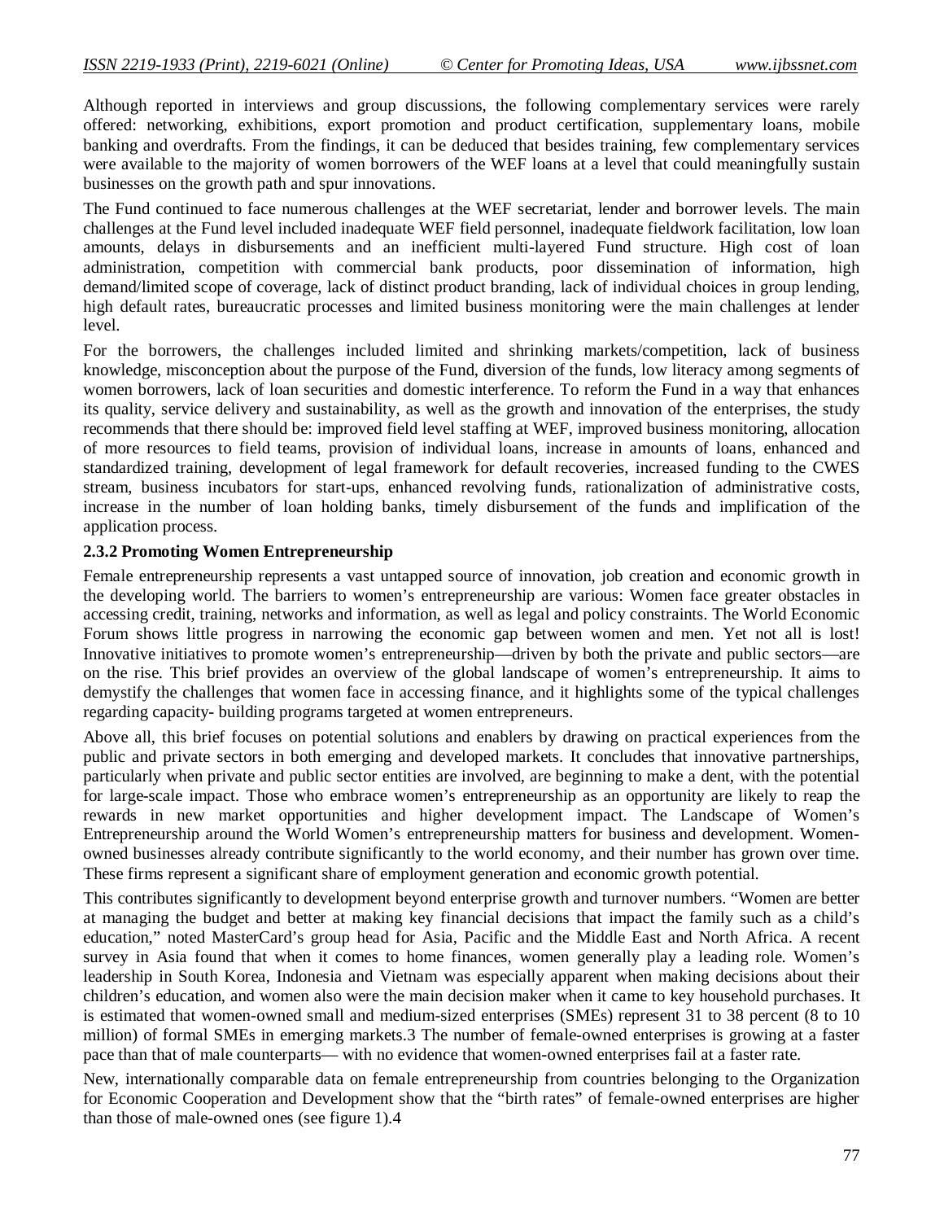Although reported in interviews and group discussions, the following complementary services were rarely offered: networking, exhibitions, export promotion and product certification, supplementary loans, mobile banking and overdrafts. From the findings, it can be deduced that besides training, few complementary services were available to the majority of women borrowers of the WEF loans at a level that could meaningfully sustain businesses on the growth path and spur innovations.

The Fund continued to face numerous challenges at the WEF secretariat, lender and borrower levels. The main challenges at the Fund level included inadequate WEF field personnel, inadequate fieldwork facilitation, low loan amounts, delays in disbursements and an inefficient multi-layered Fund structure. High cost of loan administration, competition with commercial bank products, poor dissemination of information, high demand/limited scope of coverage, lack of distinct product branding, lack of individual choices in group lending, high default rates, bureaucratic processes and limited business monitoring were the main challenges at lender level.

For the borrowers, the challenges included limited and shrinking markets/competition, lack of business knowledge, misconception about the purpose of the Fund, diversion of the funds, low literacy among segments of women borrowers, lack of loan securities and domestic interference. To reform the Fund in a way that enhances its quality, service delivery and sustainability, as well as the growth and innovation of the enterprises, the study recommends that there should be: improved field level staffing at WEF, improved business monitoring, allocation of more resources to field teams, provision of individual loans, increase in amounts of loans, enhanced and standardized training, development of legal framework for default recoveries, increased funding to the CWES stream, business incubators for start-ups, enhanced revolving funds, rationalization of administrative costs, increase in the number of loan holding banks, timely disbursement of the funds and implification of the application process.

### 2.3.2 Promoting Women Entrepreneurship

Female entrepreneurship represents a vast untapped source of innovation, job creation and economic growth in the developing world. The barriers to women's entrepreneurship are various: Women face greater obstacles in accessing credit, training, networks and information, as well as legal and policy constraints. The World Economic Forum shows little progress in narrowing the economic gap between women and men. Yet not all is lost! Innovative initiatives to promote women's entrepreneurship—driven by both the private and public sectors—are on the rise. This brief provides an overview of the global landscape of women's entrepreneurship. It aims to demystify the challenges that women face in accessing finance, and it highlights some of the typical challenges regarding capacity- building programs targeted at women entrepreneurs.

Above all, this brief focuses on potential solutions and enablers by drawing on practical experiences from the public and private sectors in both emerging and developed markets. It concludes that innovative partnerships, particularly when private and public sector entities are involved, are beginning to make a dent, with the potential for large-scale impact. Those who embrace women's entrepreneurship as an opportunity are likely to reap the rewards in new market opportunities and higher development impact. The Landscape of Women's Entrepreneurship around the World Women's entrepreneurship matters for business and development. Women-owned businesses already contribute significantly to the world economy, and their number has grown over time. These firms represent a significant share of employment generation and economic growth potential.

This contributes significantly to development beyond enterprise growth and turnover numbers. "Women are better at managing the budget and better at making key financial decisions that impact the family such as a child's education," noted MasterCard's group head for Asia, Pacific and the Middle East and North Africa. A recent survey in Asia found that when it comes to home finances, women generally play a leading role. Women's leadership in South Korea, Indonesia and Vietnam was especially apparent when making decisions about their children's education, and women also were the main decision maker when it came to key household purchases. It is estimated that women-owned small and medium-sized enterprises (SMEs) represent 31 to 38 percent (8 to 10 million) of formal SMEs in emerging markets.[3] The number of female-owned enterprises is growing at a faster pace than that of male counterparts— with no evidence that women-owned enterprises fail at a faster rate.

New, internationally comparable data on female entrepreneurship from countries belonging to the Organization for Economic Cooperation and Development show that the "birth rates" of female-owned enterprises are higher than those of male-owned ones (see figure 1).[4]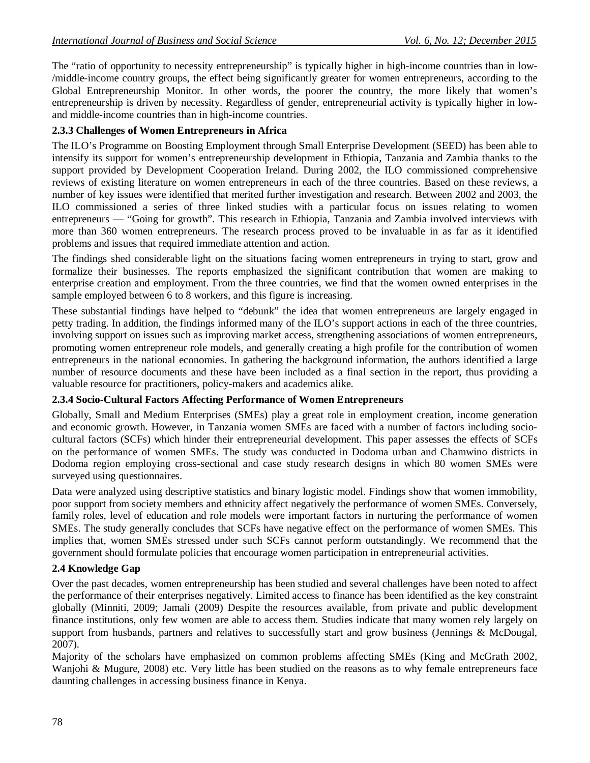The "ratio of opportunity to necessity entrepreneurship" is typically higher in high-income countries than in low-/middle-income country groups, the effect being significantly greater for women entrepreneurs, according to the Global Entrepreneurship Monitor. In other words, the poorer the country, the more likely that women's entrepreneurship is driven by necessity. Regardless of gender, entrepreneurial activity is typically higher in low- and middle-income countries than in high-income countries.

### 2.3.3 Challenges of Women Entrepreneurs in Africa

The ILO's Programme on Boosting Employment through Small Enterprise Development (SEED) has been able to intensify its support for women's entrepreneurship development in Ethiopia, Tanzania and Zambia thanks to the support provided by Development Cooperation Ireland. During 2002, the ILO commissioned comprehensive reviews of existing literature on women entrepreneurs in each of the three countries. Based on these reviews, a number of key issues were identified that merited further investigation and research. Between 2002 and 2003, the ILO commissioned a series of three linked studies with a particular focus on issues relating to women entrepreneurs — "Going for growth". This research in Ethiopia, Tanzania and Zambia involved interviews with more than 360 women entrepreneurs. The research process proved to be invaluable in as far as it identified problems and issues that required immediate attention and action.

The findings shed considerable light on the situations facing women entrepreneurs in trying to start, grow and formalize their businesses. The reports emphasized the significant contribution that women are making to enterprise creation and employment. From the three countries, we find that the women owned enterprises in the sample employed between 6 to 8 workers, and this figure is increasing.

These substantial findings have helped to "debunk" the idea that women entrepreneurs are largely engaged in petty trading. In addition, the findings informed many of the ILO's support actions in each of the three countries, involving support on issues such as improving market access, strengthening associations of women entrepreneurs, promoting women entrepreneur role models, and generally creating a high profile for the contribution of women entrepreneurs in the national economies. In gathering the background information, the authors identified a large number of resource documents and these have been included as a final section in the report, thus providing a valuable resource for practitioners, policy-makers and academics alike.

### 2.3.4 Socio-Cultural Factors Affecting Performance of Women Entrepreneurs

Globally, Small and Medium Enterprises (SMEs) play a great role in employment creation, income generation and economic growth. However, in Tanzania women SMEs are faced with a number of factors including socio-cultural factors (SCFs) which hinder their entrepreneurial development. This paper assesses the effects of SCFs on the performance of women SMEs. The study was conducted in Dodoma urban and Chamwino districts in Dodoma region employing cross-sectional and case study research designs in which 80 women SMEs were surveyed using questionnaires.

Data were analyzed using descriptive statistics and binary logistic model. Findings show that women immobility, poor support from society members and ethnicity affect negatively the performance of women SMEs. Conversely, family roles, level of education and role models were important factors in nurturing the performance of women SMEs. The study generally concludes that SCFs have negative effect on the performance of women SMEs. This implies that, women SMEs stressed under such SCFs cannot perform outstandingly. We recommend that the government should formulate policies that encourage women participation in entrepreneurial activities.

## 2.4 Knowledge Gap

Over the past decades, women entrepreneurship has been studied and several challenges have been noted to affect the performance of their enterprises negatively. Limited access to finance has been identified as the key constraint globally (Minniti, 2009; Jamali (2009) Despite the resources available, from private and public development finance institutions, only few women are able to access them. Studies indicate that many women rely largely on support from husbands, partners and relatives to successfully start and grow business (Jennings & McDougal, 2007).

Majority of the scholars have emphasized on common problems affecting SMEs (King and McGrath 2002, Wanjohi & Mugure, 2008) etc. Very little has been studied on the reasons as to why female entrepreneurs face daunting challenges in accessing business finance in Kenya.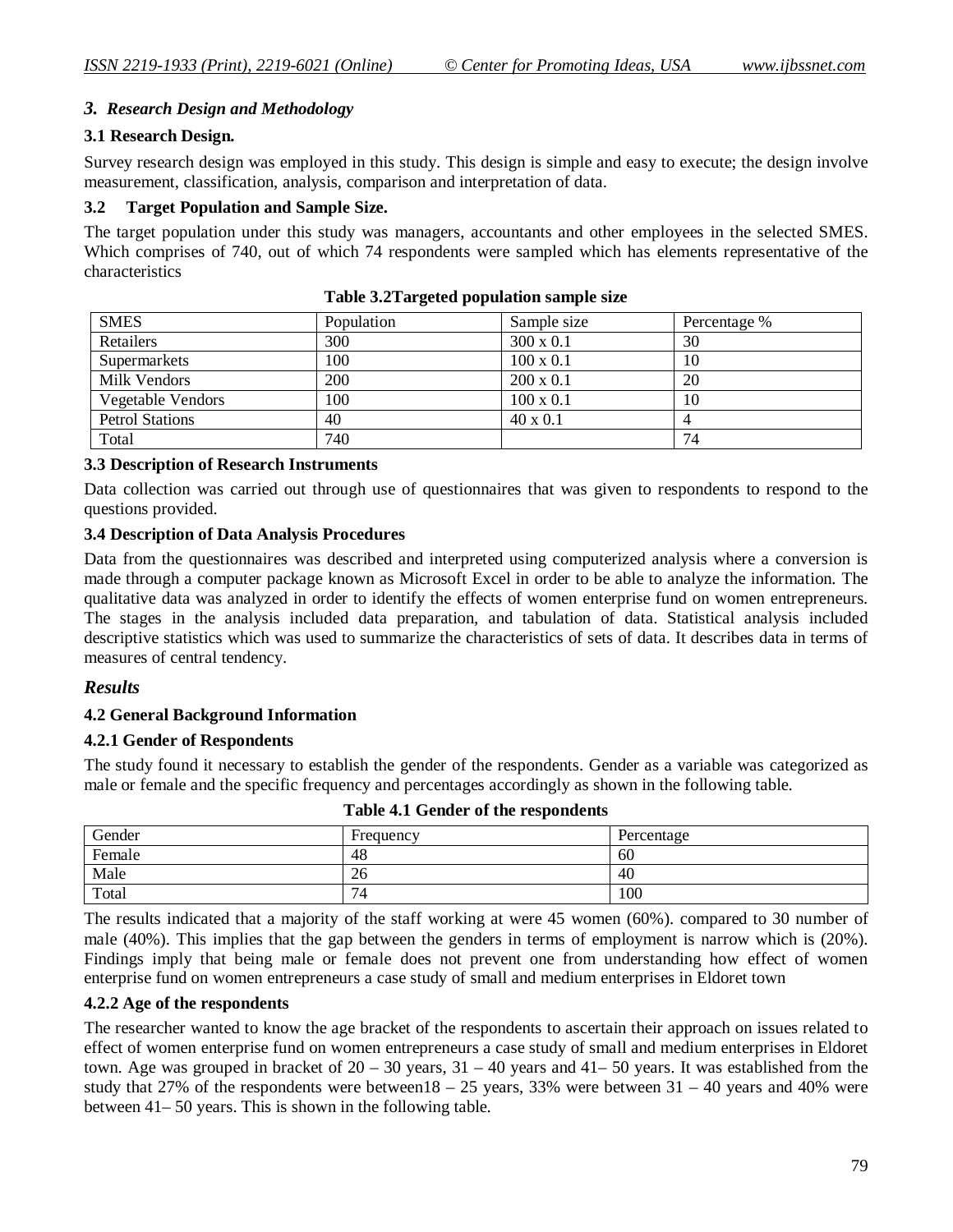### *3. Research Design and Methodology*

#### 3.1 Research Design.

Survey research design was employed in this study. This design is simple and easy to execute; the design involve measurement, classification, analysis, comparison and interpretation of data.

#### 3.2 Target Population and Sample Size.

The target population under this study was managers, accountants and other employees in the selected SMES. Which comprises of 740, out of which 74 respondents were sampled which has elements representative of the characteristics

**Table 3.2Targeted population sample size**

| SMES | Population | Sample size | Percentage % |
|---|---|---|---|
| Retailers | 300 | 300 x 0.1 | 30 |
| Supermarkets | 100 | 100 x 0.1 | 10 |
| Milk Vendors | 200 | 200 x 0.1 | 20 |
| Vegetable Vendors | 100 | 100 x 0.1 | 10 |
| Petrol Stations | 40 | 40 x 0.1 | 4 |
| Total | 740 | | 74 |

#### 3.3 Description of Research Instruments

Data collection was carried out through use of questionnaires that was given to respondents to respond to the questions provided.

#### 3.4 Description of Data Analysis Procedures

Data from the questionnaires was described and interpreted using computerized analysis where a conversion is made through a computer package known as Microsoft Excel in order to be able to analyze the information. The qualitative data was analyzed in order to identify the effects of women enterprise fund on women entrepreneurs. The stages in the analysis included data preparation, and tabulation of data. Statistical analysis included descriptive statistics which was used to summarize the characteristics of sets of data. It describes data in terms of measures of central tendency.

### *Results*

#### 4.2 General Background Information

#### 4.2.1 Gender of Respondents

The study found it necessary to establish the gender of the respondents. Gender as a variable was categorized as male or female and the specific frequency and percentages accordingly as shown in the following table.

**Table 4.1 Gender of the respondents**

| Gender | Frequency | Percentage |
|---|---|---|
| Female | 48 | 60 |
| Male | 26 | 40 |
| Total | 74 | 100 |

The results indicated that a majority of the staff working at were 45 women (60%). compared to 30 number of male (40%). This implies that the gap between the genders in terms of employment is narrow which is (20%). Findings imply that being male or female does not prevent one from understanding how effect of women enterprise fund on women entrepreneurs a case study of small and medium enterprises in Eldoret town

#### 4.2.2 Age of the respondents

The researcher wanted to know the age bracket of the respondents to ascertain their approach on issues related to effect of women enterprise fund on women entrepreneurs a case study of small and medium enterprises in Eldoret town. Age was grouped in bracket of 20 – 30 years, 31 – 40 years and 41– 50 years. It was established from the study that 27% of the respondents were between18 – 25 years, 33% were between 31 – 40 years and 40% were between 41– 50 years. This is shown in the following table.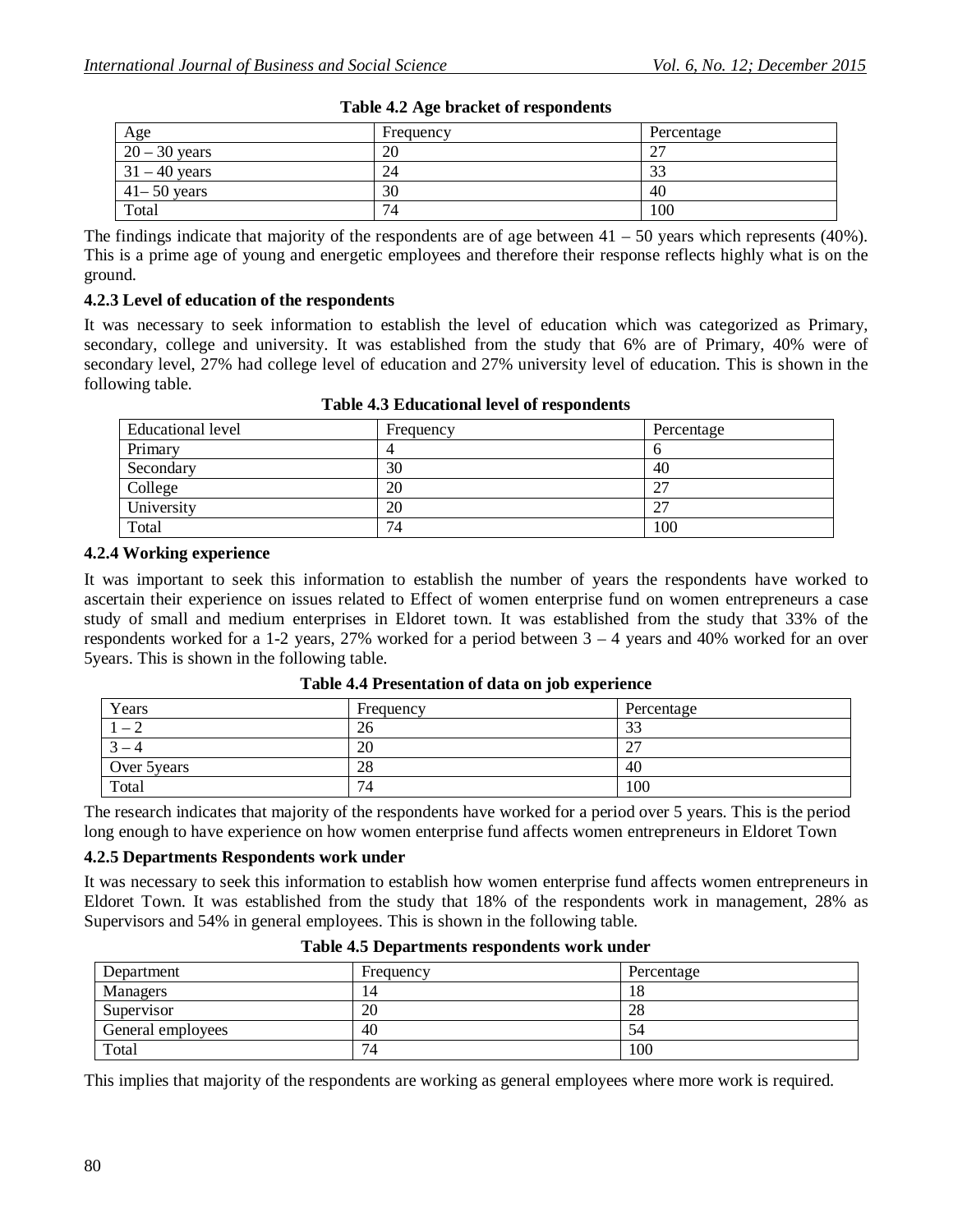**Table 4.2 Age bracket of respondents**

| Age | Frequency | Percentage |
|---|---|---|
| 20 – 30 years | 20 | 27 |
| 31 – 40 years | 24 | 33 |
| 41– 50 years | 30 | 40 |
| Total | 74 | 100 |

The findings indicate that majority of the respondents are of age between 41 – 50 years which represents (40%). This is a prime age of young and energetic employees and therefore their response reflects highly what is on the ground.

### 4.2.3 Level of education of the respondents

It was necessary to seek information to establish the level of education which was categorized as Primary, secondary, college and university. It was established from the study that 6% are of Primary, 40% were of secondary level, 27% had college level of education and 27% university level of education. This is shown in the following table.

**Table 4.3 Educational level of respondents**

| Educational level | Frequency | Percentage |
|---|---|---|
| Primary | 4 | 6 |
| Secondary | 30 | 40 |
| College | 20 | 27 |
| University | 20 | 27 |
| Total | 74 | 100 |

### 4.2.4 Working experience

It was important to seek this information to establish the number of years the respondents have worked to ascertain their experience on issues related to Effect of women enterprise fund on women entrepreneurs a case study of small and medium enterprises in Eldoret town. It was established from the study that 33% of the respondents worked for a 1-2 years, 27% worked for a period between 3 – 4 years and 40% worked for an over 5years. This is shown in the following table.

**Table 4.4 Presentation of data on job experience**

| Years | Frequency | Percentage |
|---|---|---|
| 1 – 2 | 26 | 33 |
| 3 – 4 | 20 | 27 |
| Over 5years | 28 | 40 |
| Total | 74 | 100 |

The research indicates that majority of the respondents have worked for a period over 5 years. This is the period long enough to have experience on how women enterprise fund affects women entrepreneurs in Eldoret Town

### 4.2.5 Departments Respondents work under

It was necessary to seek this information to establish how women enterprise fund affects women entrepreneurs in Eldoret Town. It was established from the study that 18% of the respondents work in management, 28% as Supervisors and 54% in general employees. This is shown in the following table.

**Table 4.5 Departments respondents work under**

| Department | Frequency | Percentage |
|---|---|---|
| Managers | 14 | 18 |
| Supervisor | 20 | 28 |
| General employees | 40 | 54 |
| Total | 74 | 100 |

This implies that majority of the respondents are working as general employees where more work is required.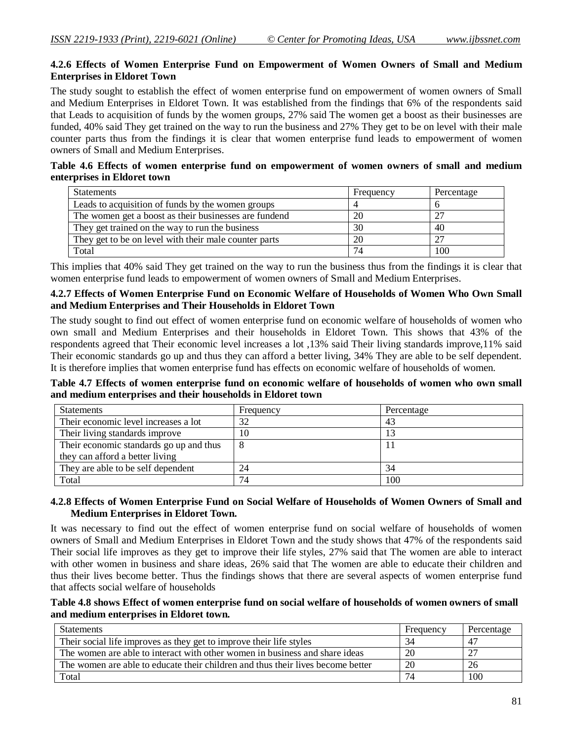#### 4.2.6 Effects of Women Enterprise Fund on Empowerment of Women Owners of Small and Medium Enterprises in Eldoret Town

The study sought to establish the effect of women enterprise fund on empowerment of women owners of Small and Medium Enterprises in Eldoret Town. It was established from the findings that 6% of the respondents said that Leads to acquisition of funds by the women groups, 27% said The women get a boost as their businesses are funded, 40% said They get trained on the way to run the business and 27% They get to be on level with their male counter parts thus from the findings it is clear that women enterprise fund leads to empowerment of women owners of Small and Medium Enterprises.

**Table 4.6 Effects of women enterprise fund on empowerment of women owners of small and medium enterprises in Eldoret town**

| Statements | Frequency | Percentage |
|---|---|---|
| Leads to acquisition of funds by the women groups | 4 | 6 |
| The women get a boost as their businesses are fundend | 20 | 27 |
| They get trained on the way to run the business | 30 | 40 |
| They get to be on level with their male counter parts | 20 | 27 |
| Total | 74 | 100 |

This implies that 40% said They get trained on the way to run the business thus from the findings it is clear that women enterprise fund leads to empowerment of women owners of Small and Medium Enterprises.

#### 4.2.7 Effects of Women Enterprise Fund on Economic Welfare of Households of Women Who Own Small and Medium Enterprises and Their Households in Eldoret Town

The study sought to find out effect of women enterprise fund on economic welfare of households of women who own small and Medium Enterprises and their households in Eldoret Town. This shows that 43% of the respondents agreed that Their economic level increases a lot ,13% said Their living standards improve,11% said Their economic standards go up and thus they can afford a better living, 34% They are able to be self dependent. It is therefore implies that women enterprise fund has effects on economic welfare of households of women.

**Table 4.7 Effects of women enterprise fund on economic welfare of households of women who own small and medium enterprises and their households in Eldoret town**

| Statements | Frequency | Percentage |
|---|---|---|
| Their economic level increases a lot | 32 | 43 |
| Their living standards improve | 10 | 13 |
| Their economic standards go up and thus they can afford a better living | 8 | 11 |
| They are able to be self dependent | 24 | 34 |
| Total | 74 | 100 |

#### 4.2.8 Effects of Women Enterprise Fund on Social Welfare of Households of Women Owners of Small and Medium Enterprises in Eldoret Town.

It was necessary to find out the effect of women enterprise fund on social welfare of households of women owners of Small and Medium Enterprises in Eldoret Town and the study shows that 47% of the respondents said Their social life improves as they get to improve their life styles, 27% said that The women are able to interact with other women in business and share ideas, 26% said that The women are able to educate their children and thus their lives become better. Thus the findings shows that there are several aspects of women enterprise fund that affects social welfare of households

**Table 4.8 shows Effect of women enterprise fund on social welfare of households of women owners of small and medium enterprises in Eldoret town.**

| Statements | Frequency | Percentage |
|---|---|---|
| Their social life improves as they get to improve their life styles | 34 | 47 |
| The women are able to interact with other women in business and share ideas | 20 | 27 |
| The women are able to educate their children and thus their lives become better | 20 | 26 |
| Total | 74 | 100 |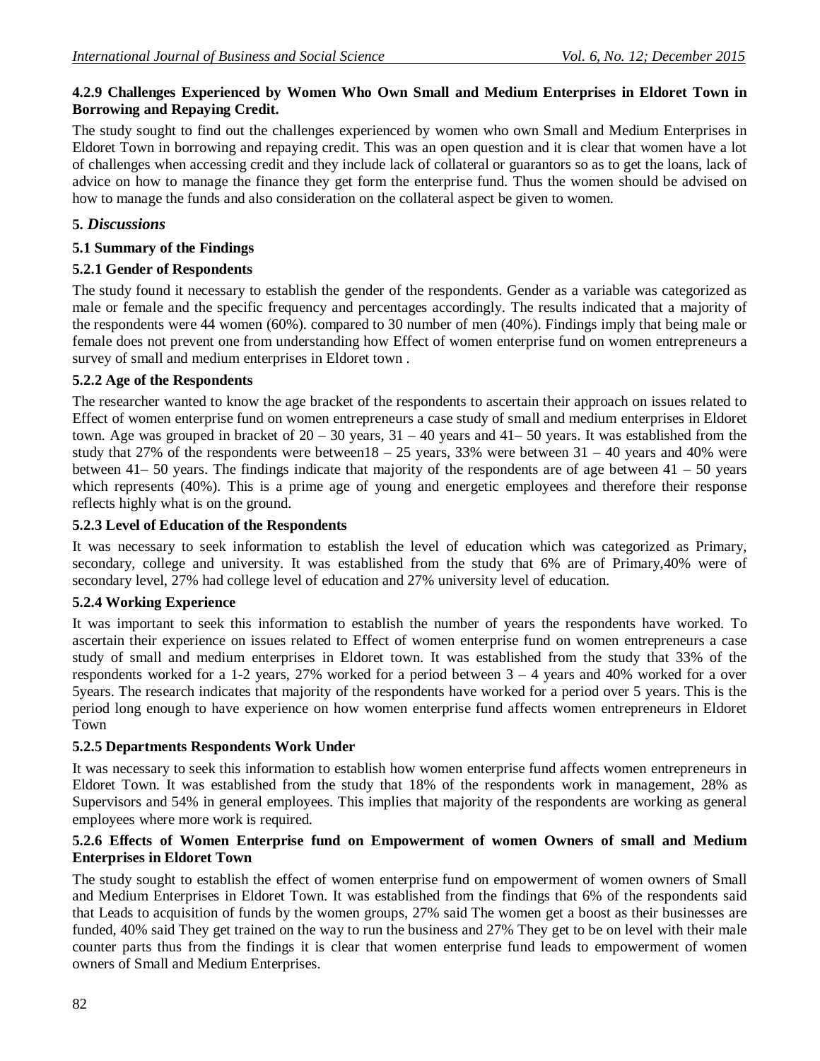#### 4.2.9 Challenges Experienced by Women Who Own Small and Medium Enterprises in Eldoret Town in Borrowing and Repaying Credit.

The study sought to find out the challenges experienced by women who own Small and Medium Enterprises in Eldoret Town in borrowing and repaying credit. This was an open question and it is clear that women have a lot of challenges when accessing credit and they include lack of collateral or guarantors so as to get the loans, lack of advice on how to manage the finance they get form the enterprise fund. Thus the women should be advised on how to manage the funds and also consideration on the collateral aspect be given to women.

## 5. *Discussions*

### 5.1 Summary of the Findings

#### 5.2.1 Gender of Respondents

The study found it necessary to establish the gender of the respondents. Gender as a variable was categorized as male or female and the specific frequency and percentages accordingly. The results indicated that a majority of the respondents were 44 women (60%). compared to 30 number of men (40%). Findings imply that being male or female does not prevent one from understanding how Effect of women enterprise fund on women entrepreneurs a survey of small and medium enterprises in Eldoret town .

#### 5.2.2 Age of the Respondents

The researcher wanted to know the age bracket of the respondents to ascertain their approach on issues related to Effect of women enterprise fund on women entrepreneurs a case study of small and medium enterprises in Eldoret town. Age was grouped in bracket of 20 – 30 years, 31 – 40 years and 41– 50 years. It was established from the study that 27% of the respondents were between18 – 25 years, 33% were between 31 – 40 years and 40% were between 41– 50 years. The findings indicate that majority of the respondents are of age between 41 – 50 years which represents (40%). This is a prime age of young and energetic employees and therefore their response reflects highly what is on the ground.

#### 5.2.3 Level of Education of the Respondents

It was necessary to seek information to establish the level of education which was categorized as Primary, secondary, college and university. It was established from the study that 6% are of Primary,40% were of secondary level, 27% had college level of education and 27% university level of education.

#### 5.2.4 Working Experience

It was important to seek this information to establish the number of years the respondents have worked. To ascertain their experience on issues related to Effect of women enterprise fund on women entrepreneurs a case study of small and medium enterprises in Eldoret town. It was established from the study that 33% of the respondents worked for a 1-2 years, 27% worked for a period between 3 – 4 years and 40% worked for a over 5years. The research indicates that majority of the respondents have worked for a period over 5 years. This is the period long enough to have experience on how women enterprise fund affects women entrepreneurs in Eldoret Town

#### 5.2.5 Departments Respondents Work Under

It was necessary to seek this information to establish how women enterprise fund affects women entrepreneurs in Eldoret Town. It was established from the study that 18% of the respondents work in management, 28% as Supervisors and 54% in general employees. This implies that majority of the respondents are working as general employees where more work is required.

#### 5.2.6 Effects of Women Enterprise fund on Empowerment of women Owners of small and Medium Enterprises in Eldoret Town

The study sought to establish the effect of women enterprise fund on empowerment of women owners of Small and Medium Enterprises in Eldoret Town. It was established from the findings that 6% of the respondents said that Leads to acquisition of funds by the women groups, 27% said The women get a boost as their businesses are funded, 40% said They get trained on the way to run the business and 27% They get to be on level with their male counter parts thus from the findings it is clear that women enterprise fund leads to empowerment of women owners of Small and Medium Enterprises.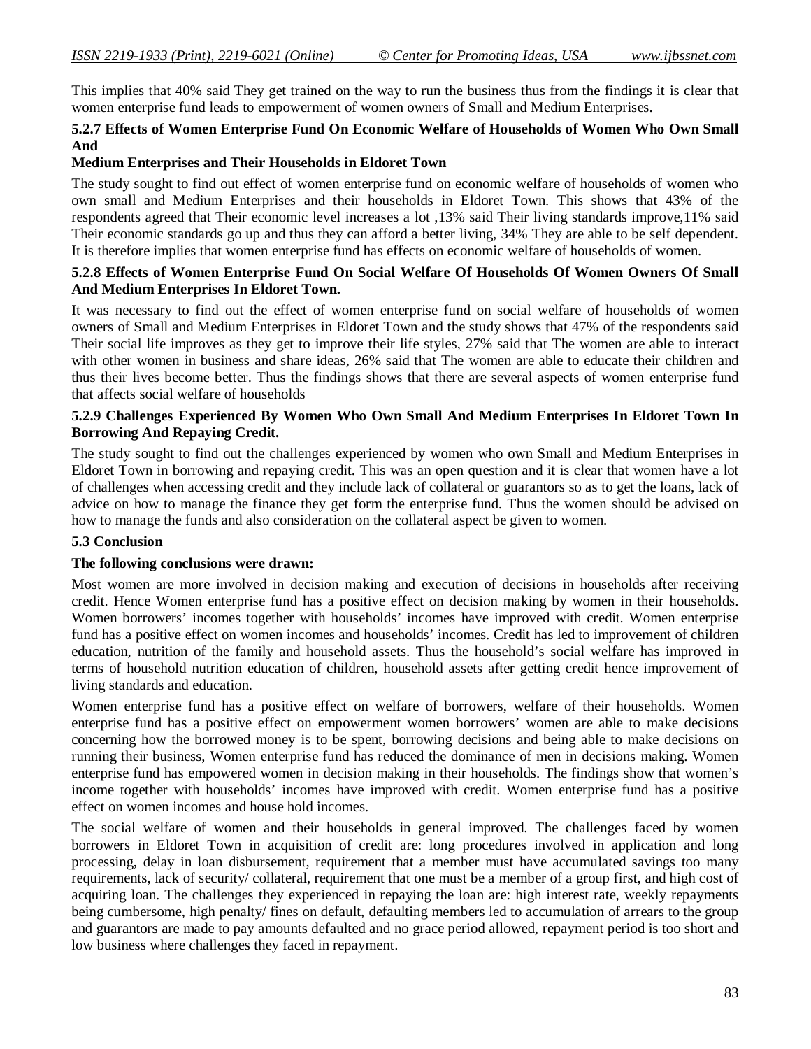This implies that 40% said They get trained on the way to run the business thus from the findings it is clear that women enterprise fund leads to empowerment of women owners of Small and Medium Enterprises.

### 5.2.7 Effects of Women Enterprise Fund On Economic Welfare of Households of Women Who Own Small And Medium Enterprises and Their Households in Eldoret Town

The study sought to find out effect of women enterprise fund on economic welfare of households of women who own small and Medium Enterprises and their households in Eldoret Town. This shows that 43% of the respondents agreed that Their economic level increases a lot ,13% said Their living standards improve,11% said Their economic standards go up and thus they can afford a better living, 34% They are able to be self dependent. It is therefore implies that women enterprise fund has effects on economic welfare of households of women.

### 5.2.8 Effects of Women Enterprise Fund On Social Welfare Of Households Of Women Owners Of Small And Medium Enterprises In Eldoret Town.

It was necessary to find out the effect of women enterprise fund on social welfare of households of women owners of Small and Medium Enterprises in Eldoret Town and the study shows that 47% of the respondents said Their social life improves as they get to improve their life styles, 27% said that The women are able to interact with other women in business and share ideas, 26% said that The women are able to educate their children and thus their lives become better. Thus the findings shows that there are several aspects of women enterprise fund that affects social welfare of households

### 5.2.9 Challenges Experienced By Women Who Own Small And Medium Enterprises In Eldoret Town In Borrowing And Repaying Credit.

The study sought to find out the challenges experienced by women who own Small and Medium Enterprises in Eldoret Town in borrowing and repaying credit. This was an open question and it is clear that women have a lot of challenges when accessing credit and they include lack of collateral or guarantors so as to get the loans, lack of advice on how to manage the finance they get form the enterprise fund. Thus the women should be advised on how to manage the funds and also consideration on the collateral aspect be given to women.

## 5.3 Conclusion

**The following conclusions were drawn:**

Most women are more involved in decision making and execution of decisions in households after receiving credit. Hence Women enterprise fund has a positive effect on decision making by women in their households. Women borrowers' incomes together with households' incomes have improved with credit. Women enterprise fund has a positive effect on women incomes and households' incomes. Credit has led to improvement of children education, nutrition of the family and household assets. Thus the household's social welfare has improved in terms of household nutrition education of children, household assets after getting credit hence improvement of living standards and education.

Women enterprise fund has a positive effect on welfare of borrowers, welfare of their households. Women enterprise fund has a positive effect on empowerment women borrowers' women are able to make decisions concerning how the borrowed money is to be spent, borrowing decisions and being able to make decisions on running their business, Women enterprise fund has reduced the dominance of men in decisions making. Women enterprise fund has empowered women in decision making in their households. The findings show that women's income together with households' incomes have improved with credit. Women enterprise fund has a positive effect on women incomes and house hold incomes.

The social welfare of women and their households in general improved. The challenges faced by women borrowers in Eldoret Town in acquisition of credit are: long procedures involved in application and long processing, delay in loan disbursement, requirement that a member must have accumulated savings too many requirements, lack of security/ collateral, requirement that one must be a member of a group first, and high cost of acquiring loan. The challenges they experienced in repaying the loan are: high interest rate, weekly repayments being cumbersome, high penalty/ fines on default, defaulting members led to accumulation of arrears to the group and guarantors are made to pay amounts defaulted and no grace period allowed, repayment period is too short and low business where challenges they faced in repayment.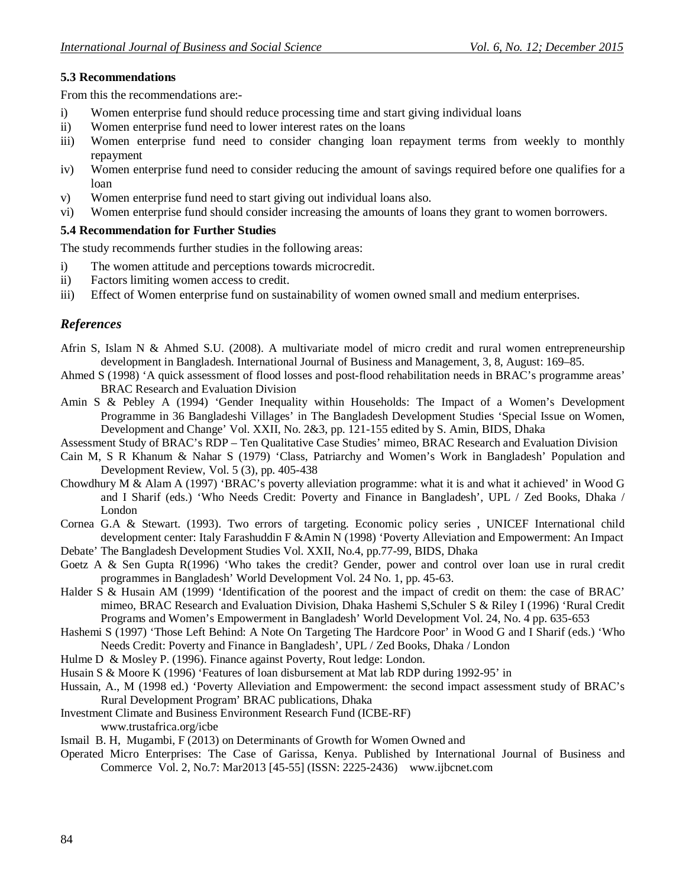### 5.3 Recommendations

From this the recommendations are:-

i) Women enterprise fund should reduce processing time and start giving individual loans
ii) Women enterprise fund need to lower interest rates on the loans
iii) Women enterprise fund need to consider changing loan repayment terms from weekly to monthly repayment
iv) Women enterprise fund need to consider reducing the amount of savings required before one qualifies for a loan
v) Women enterprise fund need to start giving out individual loans also.
vi) Women enterprise fund should consider increasing the amounts of loans they grant to women borrowers.

### 5.4 Recommendation for Further Studies

The study recommends further studies in the following areas:

i) The women attitude and perceptions towards microcredit.
ii) Factors limiting women access to credit.
iii) Effect of Women enterprise fund on sustainability of women owned small and medium enterprises.

## *References*

Afrin S, Islam N & Ahmed S.U. (2008). A multivariate model of micro credit and rural women entrepreneurship development in Bangladesh. International Journal of Business and Management, 3, 8, August: 169–85.

Ahmed S (1998) 'A quick assessment of flood losses and post-flood rehabilitation needs in BRAC's programme areas' BRAC Research and Evaluation Division

Amin S & Pebley A (1994) 'Gender Inequality within Households: The Impact of a Women's Development Programme in 36 Bangladeshi Villages' in The Bangladesh Development Studies 'Special Issue on Women, Development and Change' Vol. XXII, No. 2&3, pp. 121-155 edited by S. Amin, BIDS, Dhaka

Assessment Study of BRAC's RDP – Ten Qualitative Case Studies' mimeo, BRAC Research and Evaluation Division

Cain M, S R Khanum & Nahar S (1979) 'Class, Patriarchy and Women's Work in Bangladesh' Population and Development Review, Vol. 5 (3), pp. 405-438

Chowdhury M & Alam A (1997) 'BRAC's poverty alleviation programme: what it is and what it achieved' in Wood G and I Sharif (eds.) 'Who Needs Credit: Poverty and Finance in Bangladesh', UPL / Zed Books, Dhaka / London

Cornea G.A & Stewart. (1993). Two errors of targeting. Economic policy series , UNICEF International child development center: Italy Farashuddin F &Amin N (1998) 'Poverty Alleviation and Empowerment: An Impact

Debate' The Bangladesh Development Studies Vol. XXII, No.4, pp.77-99, BIDS, Dhaka

Goetz A & Sen Gupta R(1996) 'Who takes the credit? Gender, power and control over loan use in rural credit programmes in Bangladesh' World Development Vol. 24 No. 1, pp. 45-63.

Halder S & Husain AM (1999) 'Identification of the poorest and the impact of credit on them: the case of BRAC' mimeo, BRAC Research and Evaluation Division, Dhaka Hashemi S,Schuler S & Riley I (1996) 'Rural Credit Programs and Women's Empowerment in Bangladesh' World Development Vol. 24, No. 4 pp. 635-653

Hashemi S (1997) 'Those Left Behind: A Note On Targeting The Hardcore Poor' in Wood G and I Sharif (eds.) 'Who Needs Credit: Poverty and Finance in Bangladesh', UPL / Zed Books, Dhaka / London

Hulme D & Mosley P. (1996). Finance against Poverty, Rout ledge: London.

Husain S & Moore K (1996) 'Features of loan disbursement at Mat lab RDP during 1992-95' in

Hussain, A., M (1998 ed.) 'Poverty Alleviation and Empowerment: the second impact assessment study of BRAC's Rural Development Program' BRAC publications, Dhaka

Investment Climate and Business Environment Research Fund (ICBE-RF) www.trustafrica.org/icbe

Ismail B. H, Mugambi, F (2013) on Determinants of Growth for Women Owned and

Operated Micro Enterprises: The Case of Garissa, Kenya. Published by International Journal of Business and Commerce Vol. 2, No.7: Mar2013 [45-55] (ISSN: 2225-2436) www.ijbcnet.com